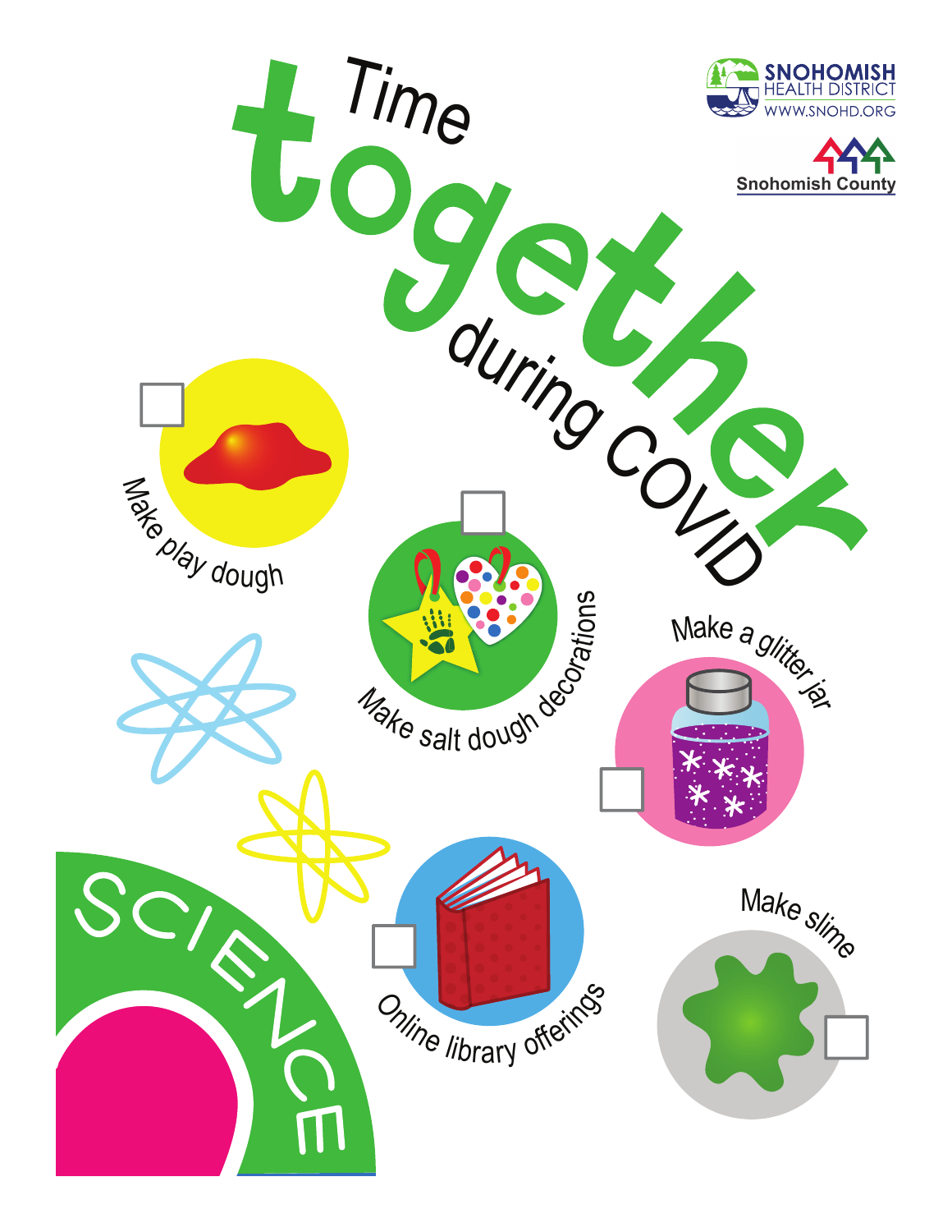# Time together during COVID

SNOHOMISH HEALTH DISTRICT
WWW.SNOHD.ORG

Snohomish County

- [ ] Make play dough
- [ ] Make salt dough decorations
- [ ] Make a glitter jar
- [ ] Online library offerings
- [ ] Make slime

SCIENCE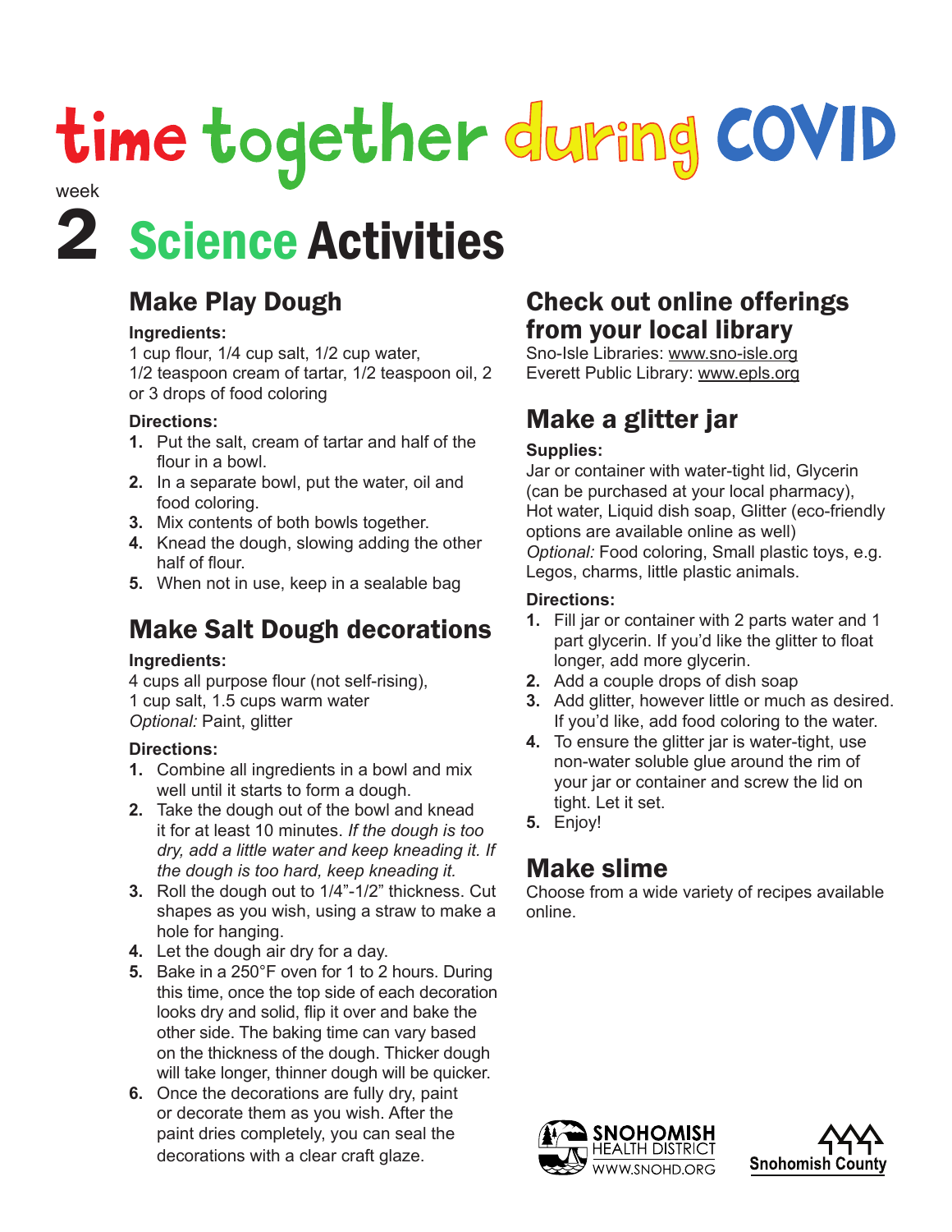# time together during COVID

week

# 2 Science Activities

## Make Play Dough

**Ingredients:**

1 cup flour, 1/4 cup salt, 1/2 cup water, 1/2 teaspoon cream of tartar, 1/2 teaspoon oil, 2 or 3 drops of food coloring

**Directions:**

1. Put the salt, cream of tartar and half of the flour in a bowl.
2. In a separate bowl, put the water, oil and food coloring.
3. Mix contents of both bowls together.
4. Knead the dough, slowing adding the other half of flour.
5. When not in use, keep in a sealable bag

## Make Salt Dough decorations

**Ingredients:**

4 cups all purpose flour (not self-rising), 1 cup salt, 1.5 cups warm water
*Optional:* Paint, glitter

**Directions:**

1. Combine all ingredients in a bowl and mix well until it starts to form a dough.
2. Take the dough out of the bowl and knead it for at least 10 minutes. *If the dough is too dry, add a little water and keep kneading it. If the dough is too hard, keep kneading it.*
3. Roll the dough out to 1/4"-1/2" thickness. Cut shapes as you wish, using a straw to make a hole for hanging.
4. Let the dough air dry for a day.
5. Bake in a 250°F oven for 1 to 2 hours. During this time, once the top side of each decoration looks dry and solid, flip it over and bake the other side. The baking time can vary based on the thickness of the dough. Thicker dough will take longer, thinner dough will be quicker.
6. Once the decorations are fully dry, paint or decorate them as you wish. After the paint dries completely, you can seal the decorations with a clear craft glaze.

## Check out online offerings from your local library

Sno-Isle Libraries: www.sno-isle.org
Everett Public Library: www.epls.org

## Make a glitter jar

**Supplies:**

Jar or container with water-tight lid, Glycerin (can be purchased at your local pharmacy), Hot water, Liquid dish soap, Glitter (eco-friendly options are available online as well)
*Optional:* Food coloring, Small plastic toys, e.g. Legos, charms, little plastic animals.

**Directions:**

1. Fill jar or container with 2 parts water and 1 part glycerin. If you'd like the glitter to float longer, add more glycerin.
2. Add a couple drops of dish soap
3. Add glitter, however little or much as desired. If you'd like, add food coloring to the water.
4. To ensure the glitter jar is water-tight, use non-water soluble glue around the rim of your jar or container and screw the lid on tight. Let it set.
5. Enjoy!

## Make slime

Choose from a wide variety of recipes available online.

SNOHOMISH HEALTH DISTRICT
WWW.SNOHD.ORG

Snohomish County